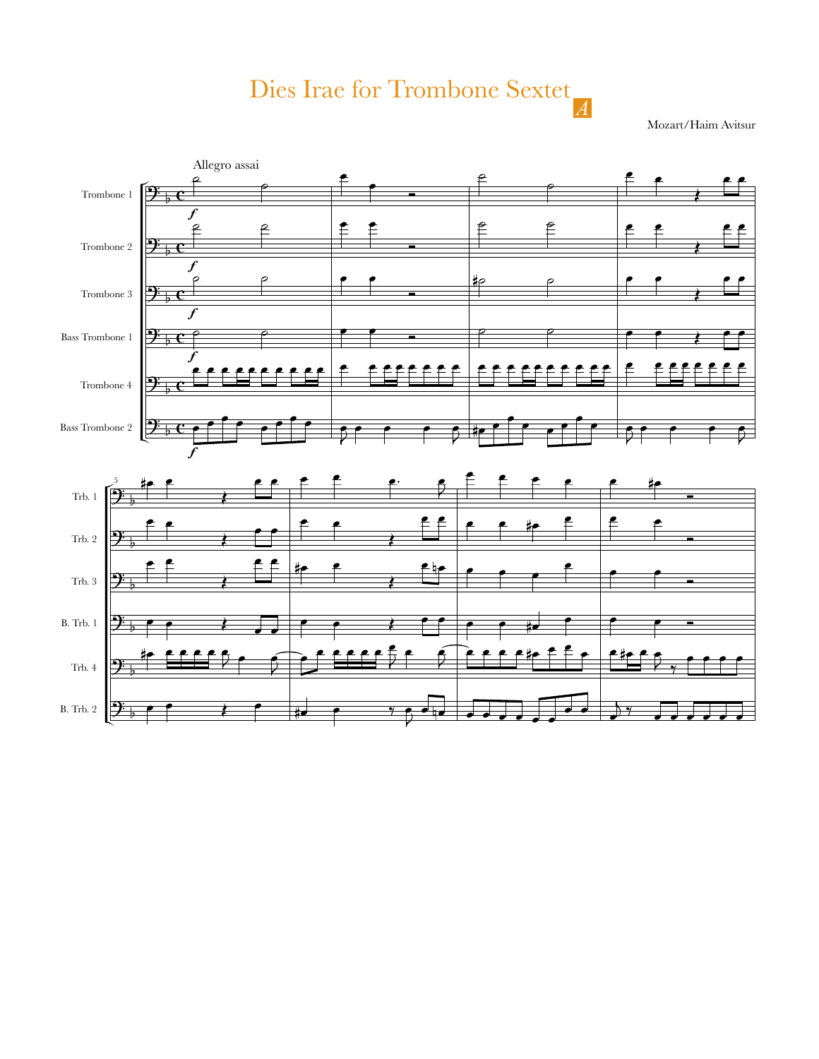# Dies Irae for Trombone Sextet

Mozart/Haim Avitsur

Allegro assai

Trombone 1

Trombone 2

Trombone 3

Bass Trombone 1

Trombone 4

Bass Trombone 2

Trb. 1

Trb. 2

Trb. 3

B. Trb. 1

Trb. 4

B. Trb. 2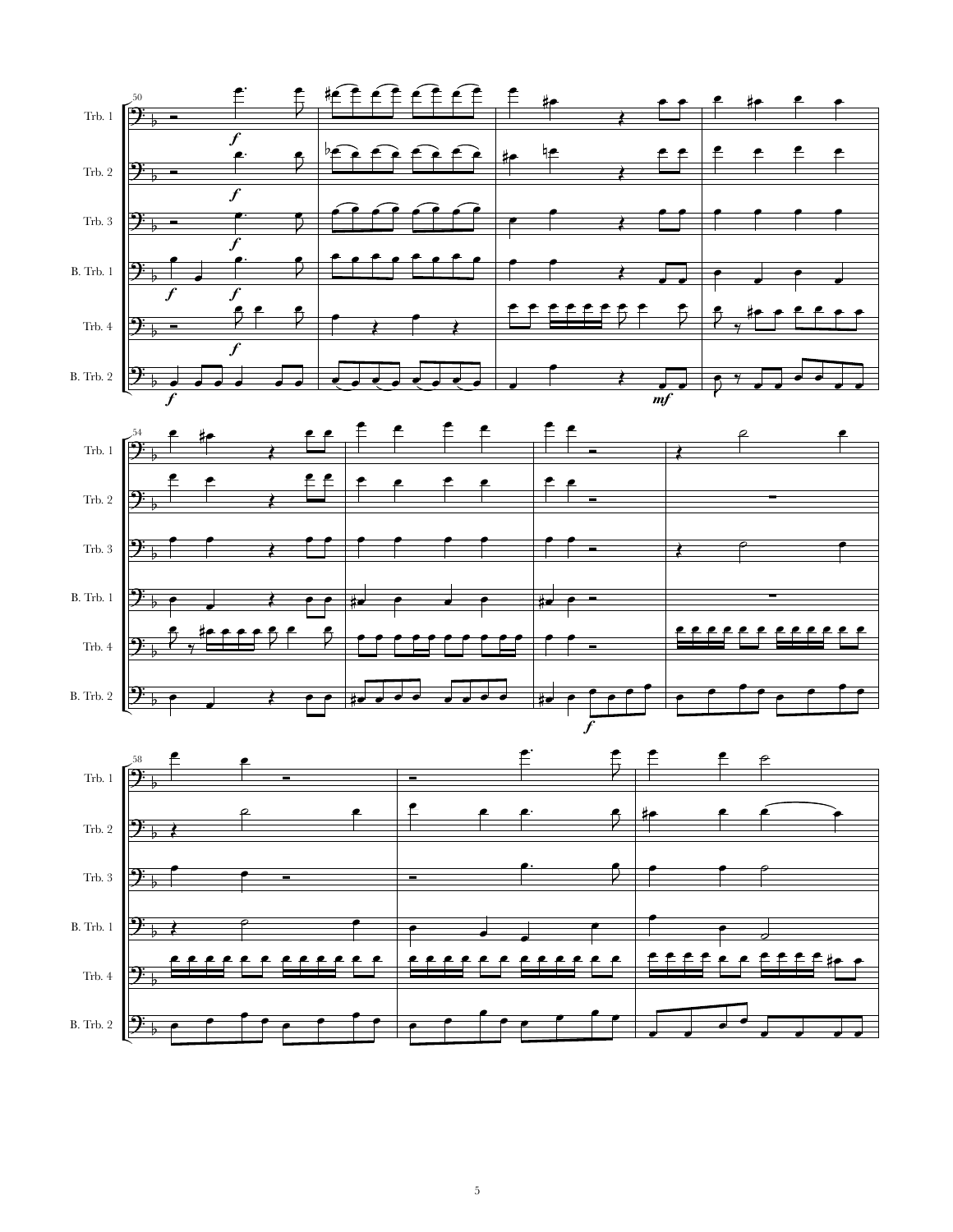Trb. 1

Trb. 2

Trb. 3

B. Trb. 1

Trb. 4

B. Trb. 2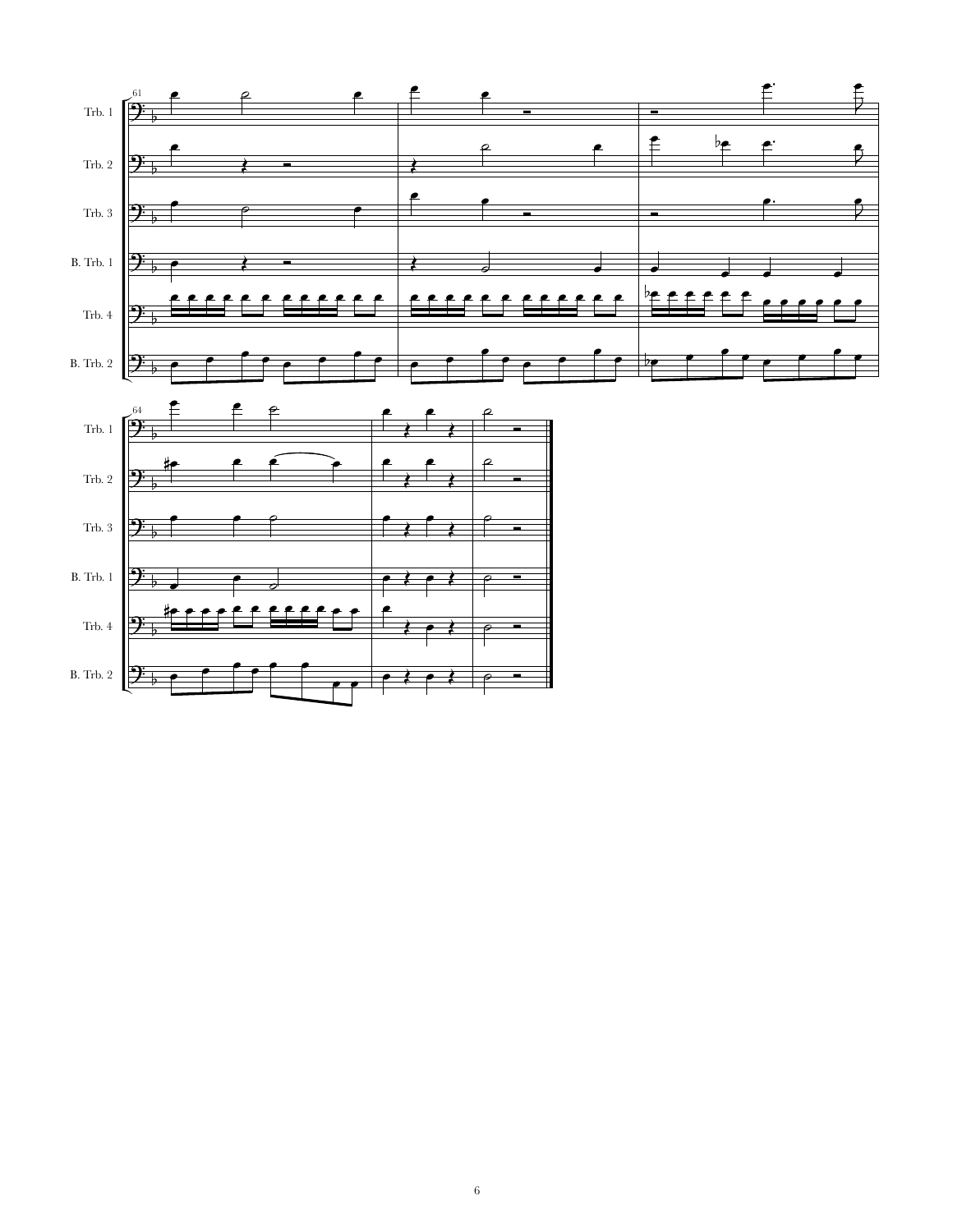61

Trb. 1

Trb. 2

Trb. 3

B. Trb. 1

Trb. 4

B. Trb. 2

64

Trb. 1

Trb. 2

Trb. 3

B. Trb. 1

Trb. 4

B. Trb. 2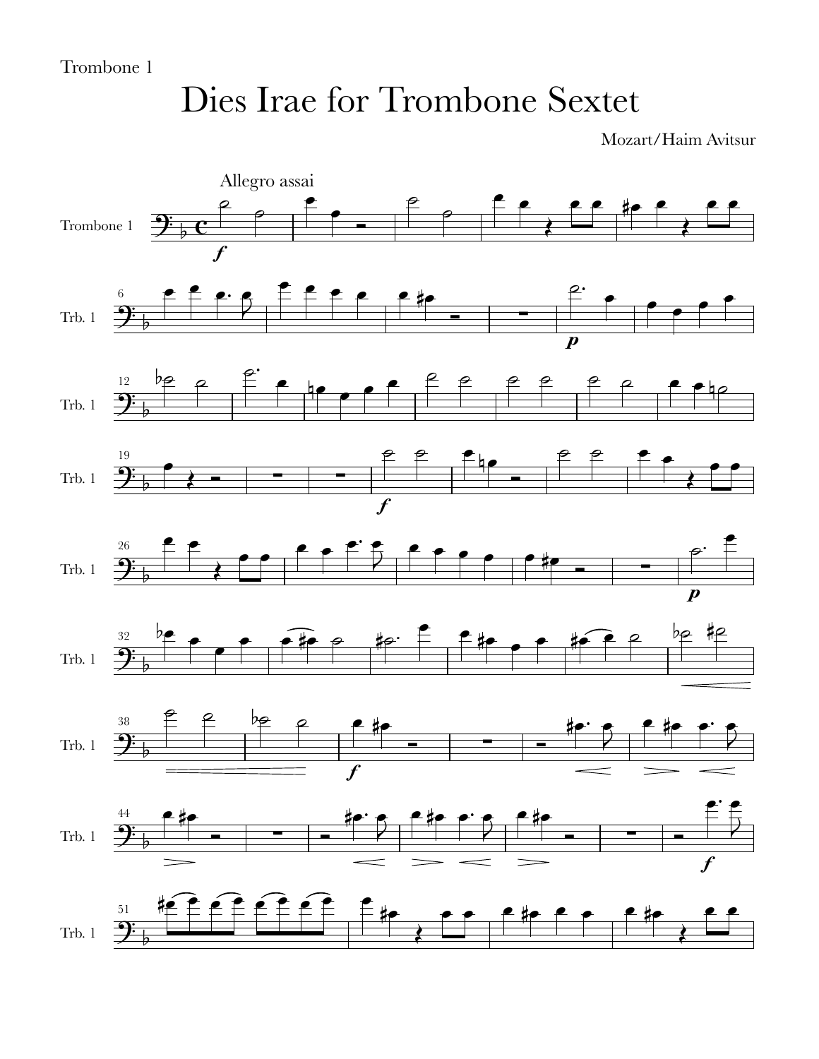Trombone 1

# Dies Irae for Trombone Sextet

Mozart/Haim Avitsur

Allegro assai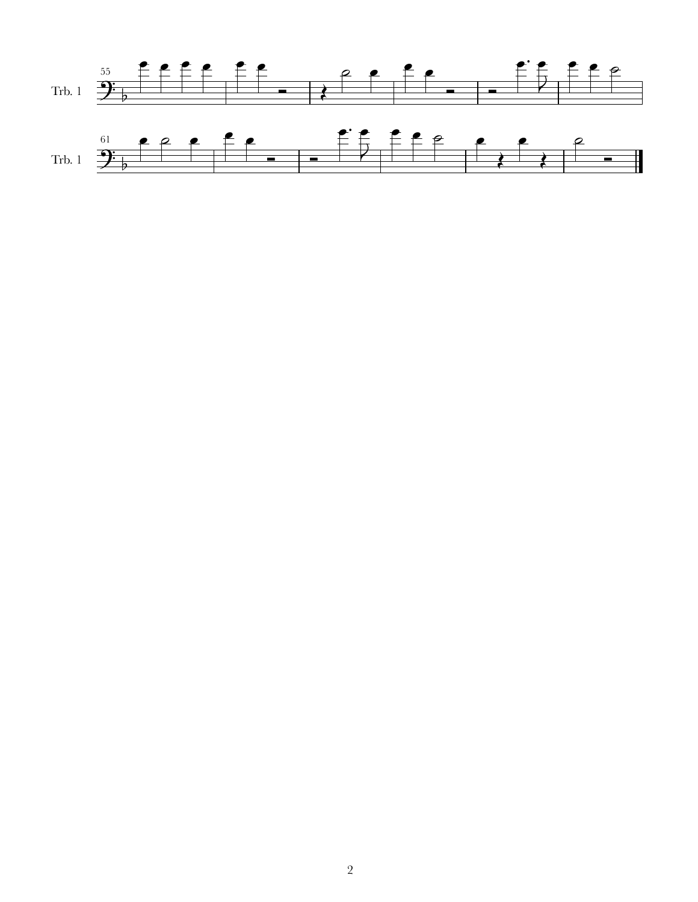55

Trb. 1

61

Trb. 1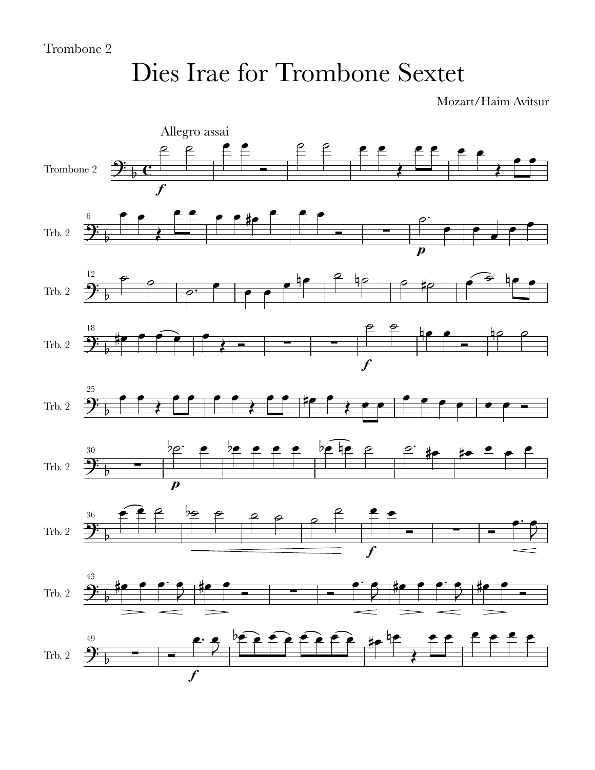Trombone 2

# Dies Irae for Trombone Sextet

Mozart/Haim Avitsur

Allegro assai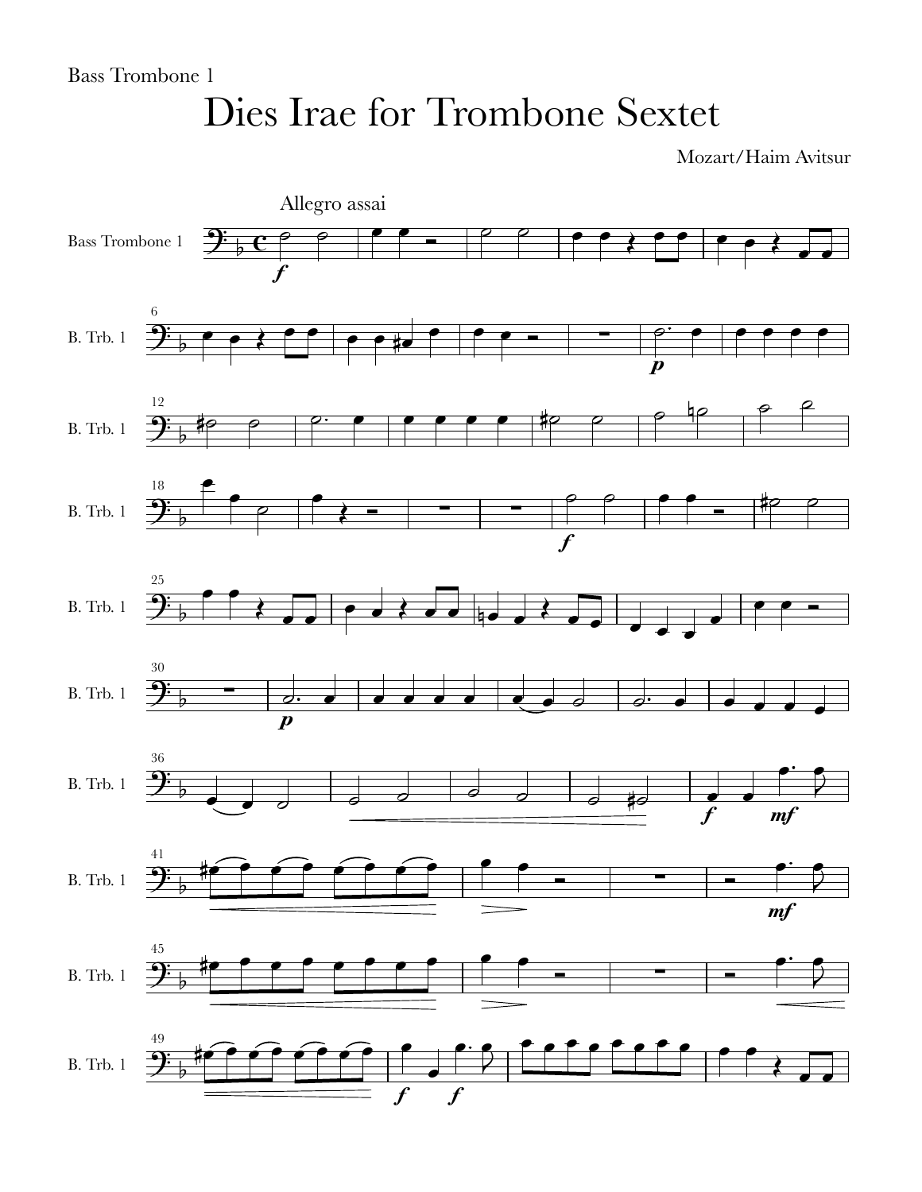Bass Trombone 1

# Dies Irae for Trombone Sextet

Mozart/Haim Avitsur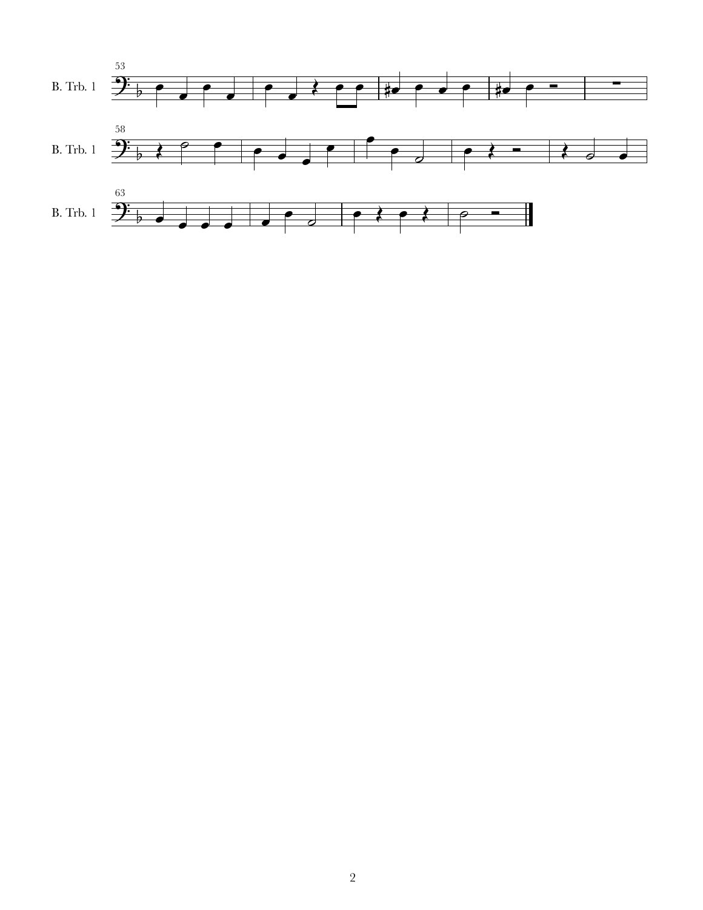53

B. Trb. 1

58

B. Trb. 1

63

B. Trb. 1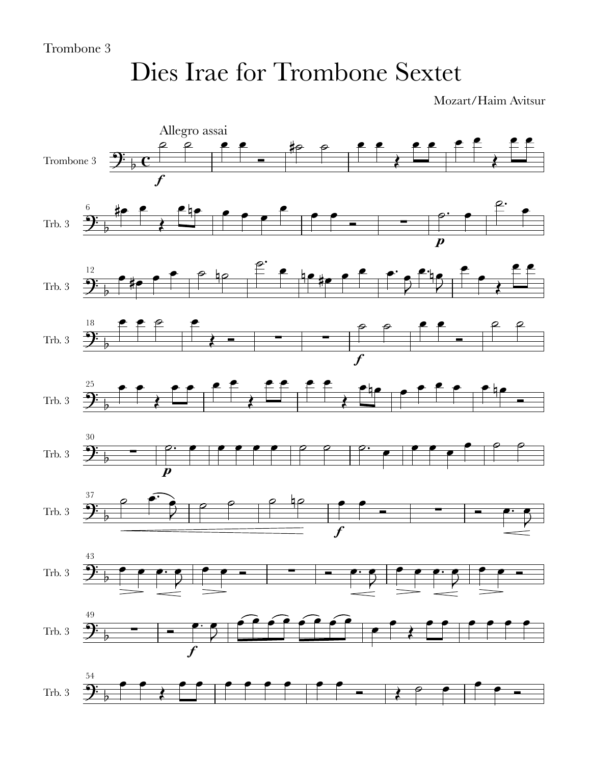Trombone 3

# Dies Irae for Trombone Sextet

Mozart/Haim Avitsur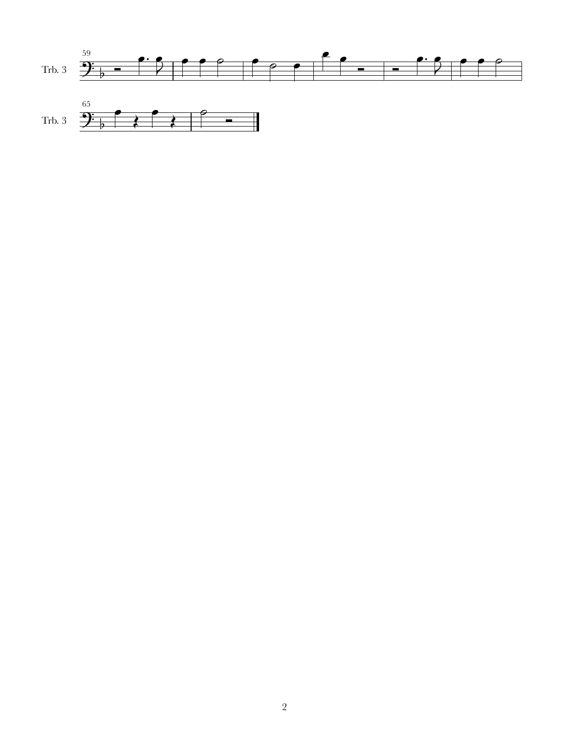59

Trb. 3

65

Trb. 3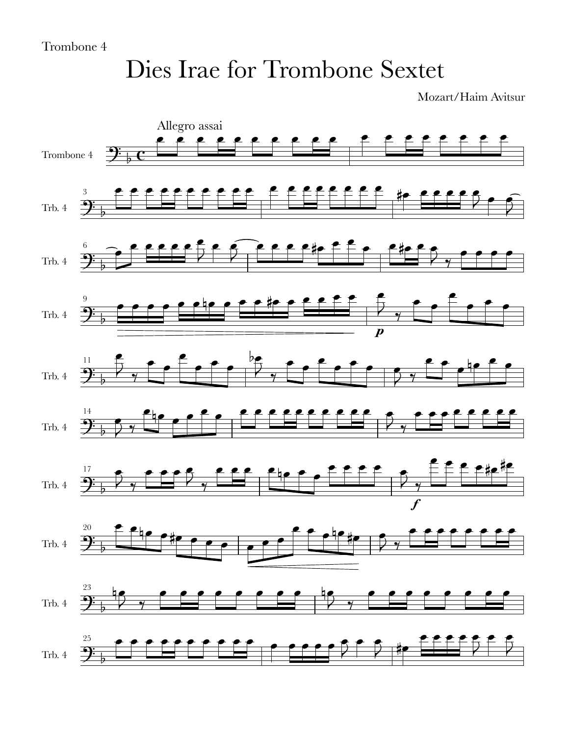Trombone 4

# Dies Irae for Trombone Sextet

Mozart/Haim Avitsur

Allegro assai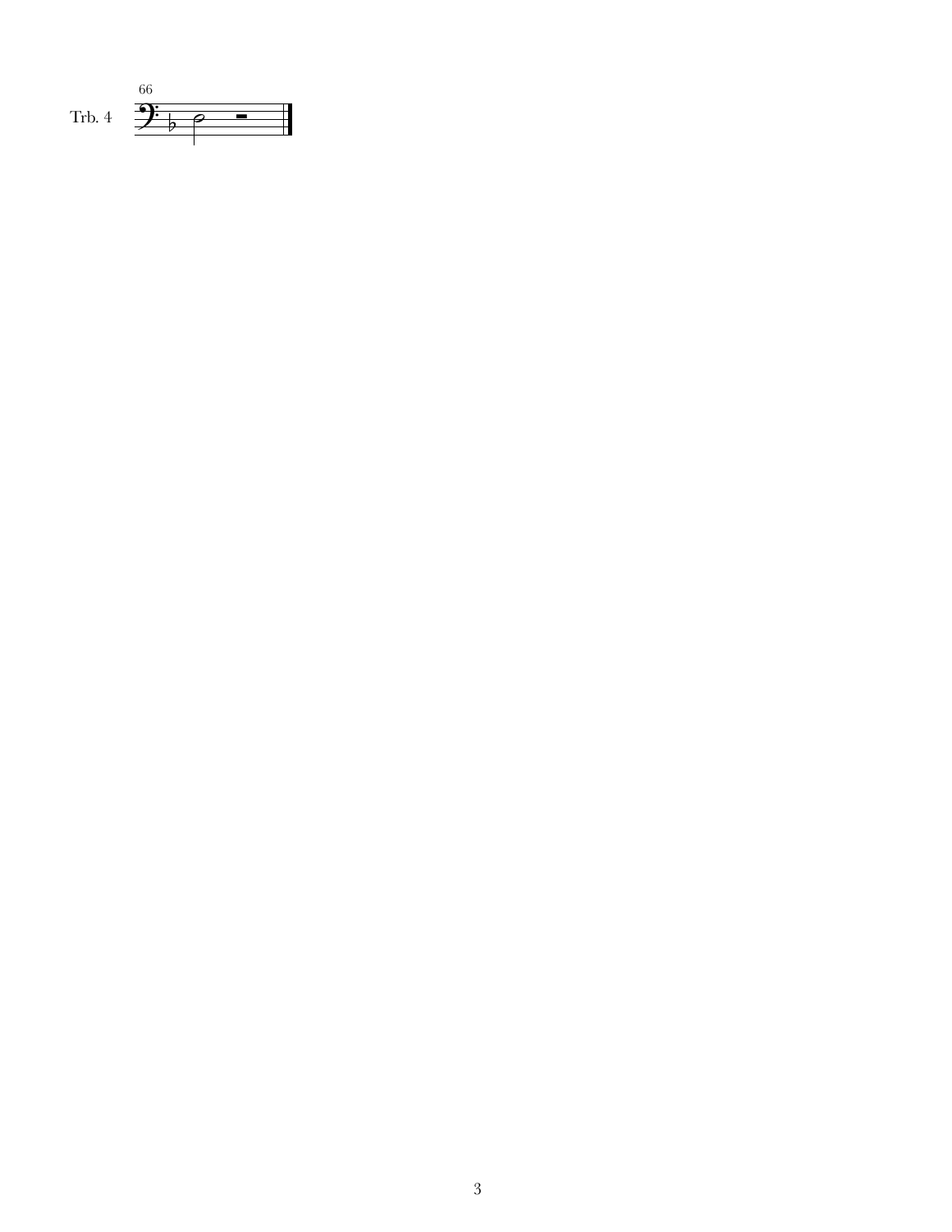66

Trb. 4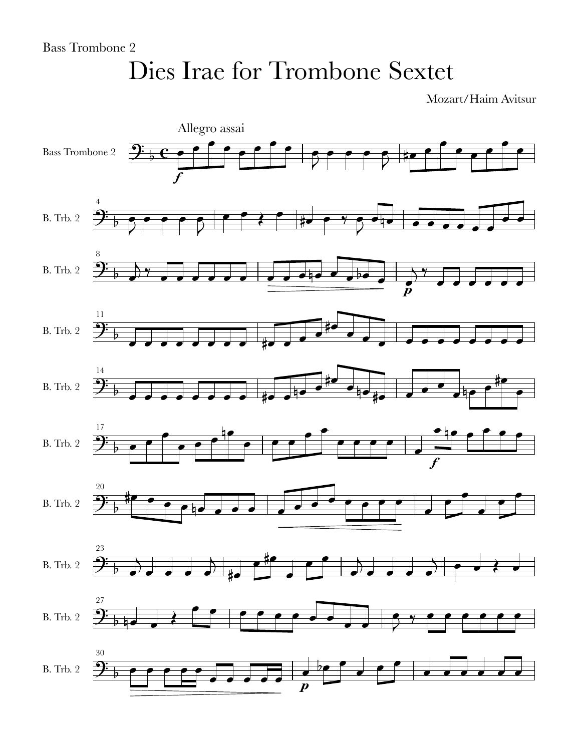Bass Trombone 2

# Dies Irae for Trombone Sextet

Mozart/Haim Avitsur

Allegro assai